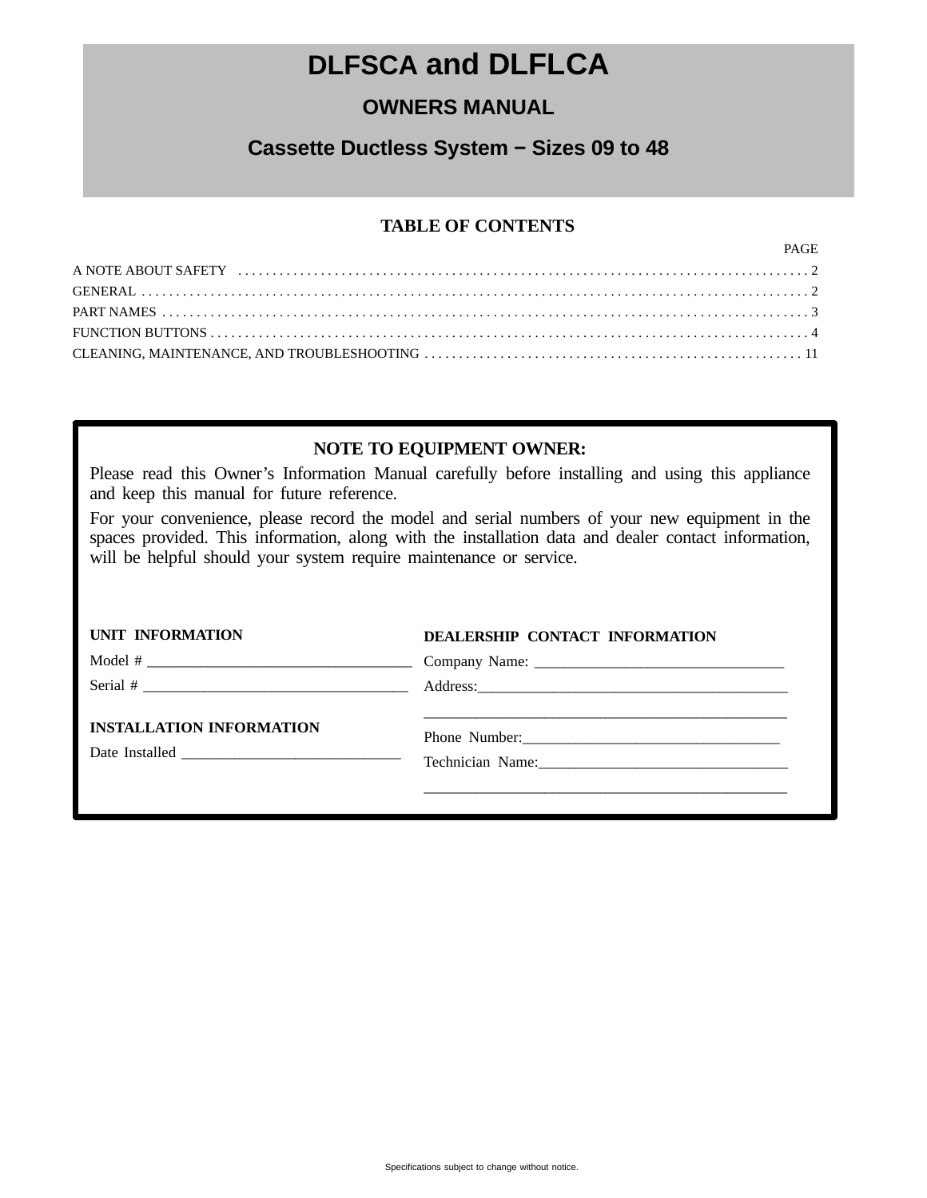# DLFSCA and DLFLCA

## OWNERS MANUAL

## Cassette Ductless System − Sizes 09 to 48

### TABLE OF CONTENTS

| | PAGE |
|---|---|
| A NOTE ABOUT SAFETY | 2 |
| GENERAL | 2 |
| PART NAMES | 3 |
| FUNCTION BUTTONS | 4 |
| CLEANING, MAINTENANCE, AND TROUBLESHOOTING | 11 |

### NOTE TO EQUIPMENT OWNER:

Please read this Owner's Information Manual carefully before installing and using this appliance and keep this manual for future reference.

For your convenience, please record the model and serial numbers of your new equipment in the spaces provided. This information, along with the installation data and dealer contact information, will be helpful should your system require maintenance or service.

**UNIT INFORMATION**

Model # ___________________________________

Serial # ___________________________________

**INSTALLATION INFORMATION**

Date Installed ____________________________

**DEALERSHIP CONTACT INFORMATION**

Company Name: _________________________________

Address:__________________________________________

_________________________________________________

Phone Number:__________________________________

Technician Name:________________________________

_________________________________________________

Specifications subject to change without notice.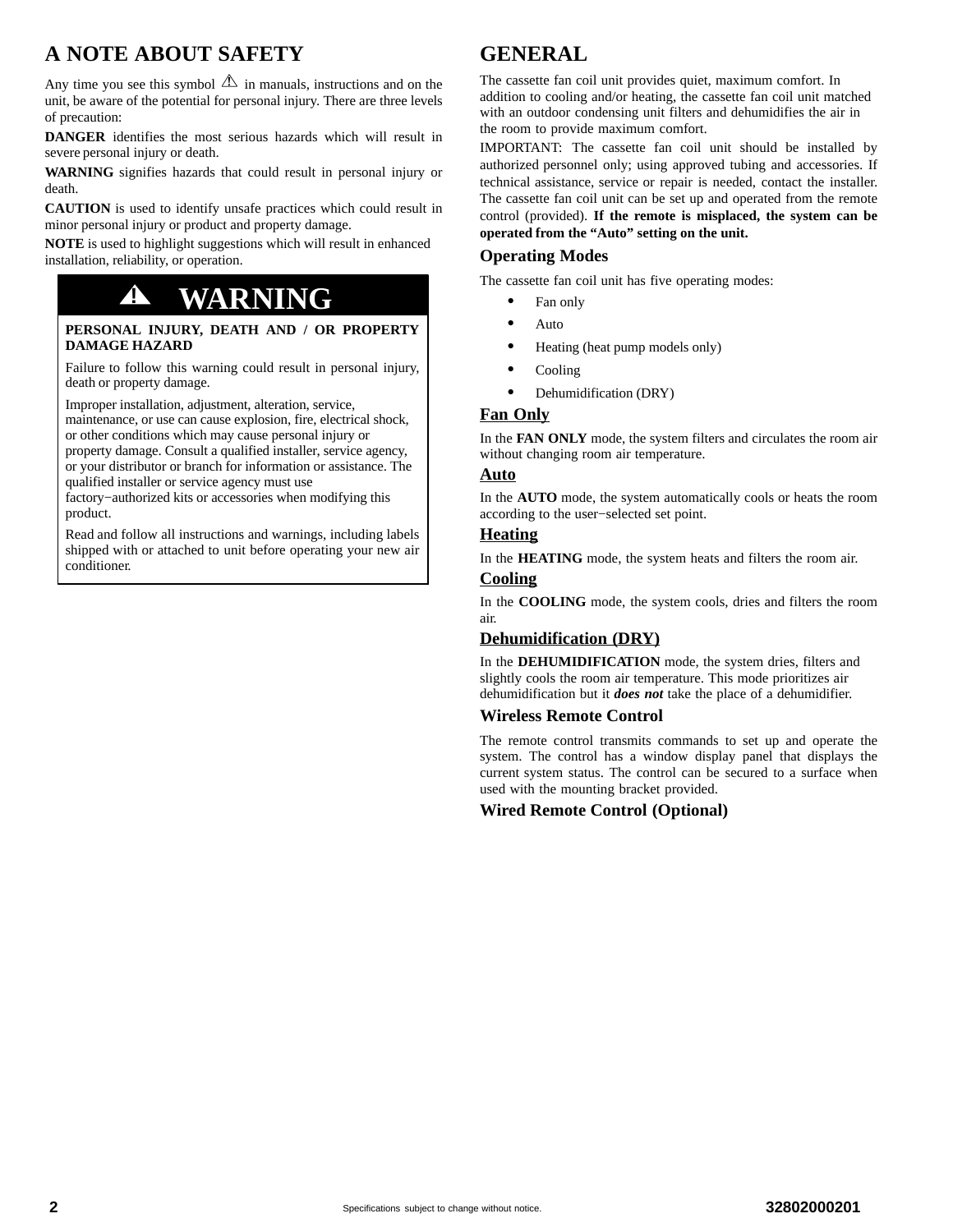## A NOTE ABOUT SAFETY

Any time you see this symbol ⚠ in manuals, instructions and on the unit, be aware of the potential for personal injury. There are three levels of precaution:

**DANGER** identifies the most serious hazards which will result in severe personal injury or death.

**WARNING** signifies hazards that could result in personal injury or death.

**CAUTION** is used to identify unsafe practices which could result in minor personal injury or product and property damage.

**NOTE** is used to highlight suggestions which will result in enhanced installation, reliability, or operation.

> ### ⚠ WARNING
>
> **PERSONAL INJURY, DEATH AND / OR PROPERTY DAMAGE HAZARD**
>
> Failure to follow this warning could result in personal injury, death or property damage.
>
> Improper installation, adjustment, alteration, service, maintenance, or use can cause explosion, fire, electrical shock, or other conditions which may cause personal injury or property damage. Consult a qualified installer, service agency, or your distributor or branch for information or assistance. The qualified installer or service agency must use factory−authorized kits or accessories when modifying this product.
>
> Read and follow all instructions and warnings, including labels shipped with or attached to unit before operating your new air conditioner.

## GENERAL

The cassette fan coil unit provides quiet, maximum comfort. In addition to cooling and/or heating, the cassette fan coil unit matched with an outdoor condensing unit filters and dehumidifies the air in the room to provide maximum comfort.

IMPORTANT: The cassette fan coil unit should be installed by authorized personnel only; using approved tubing and accessories. If technical assistance, service or repair is needed, contact the installer. The cassette fan coil unit can be set up and operated from the remote control (provided). **If the remote is misplaced, the system can be operated from the "Auto" setting on the unit.**

### Operating Modes

The cassette fan coil unit has five operating modes:

- Fan only
- Auto
- Heating (heat pump models only)
- Cooling
- Dehumidification (DRY)

#### Fan Only

In the **FAN ONLY** mode, the system filters and circulates the room air without changing room air temperature.

#### Auto

In the **AUTO** mode, the system automatically cools or heats the room according to the user−selected set point.

#### Heating

In the **HEATING** mode, the system heats and filters the room air.

#### Cooling

In the **COOLING** mode, the system cools, dries and filters the room air.

#### Dehumidification (DRY)

In the **DEHUMIDIFICATION** mode, the system dries, filters and slightly cools the room air temperature. This mode prioritizes air dehumidification but it ***does not*** take the place of a dehumidifier.

### Wireless Remote Control

The remote control transmits commands to set up and operate the system. The control has a window display panel that displays the current system status. The control can be secured to a surface when used with the mounting bracket provided.

### Wired Remote Control (Optional)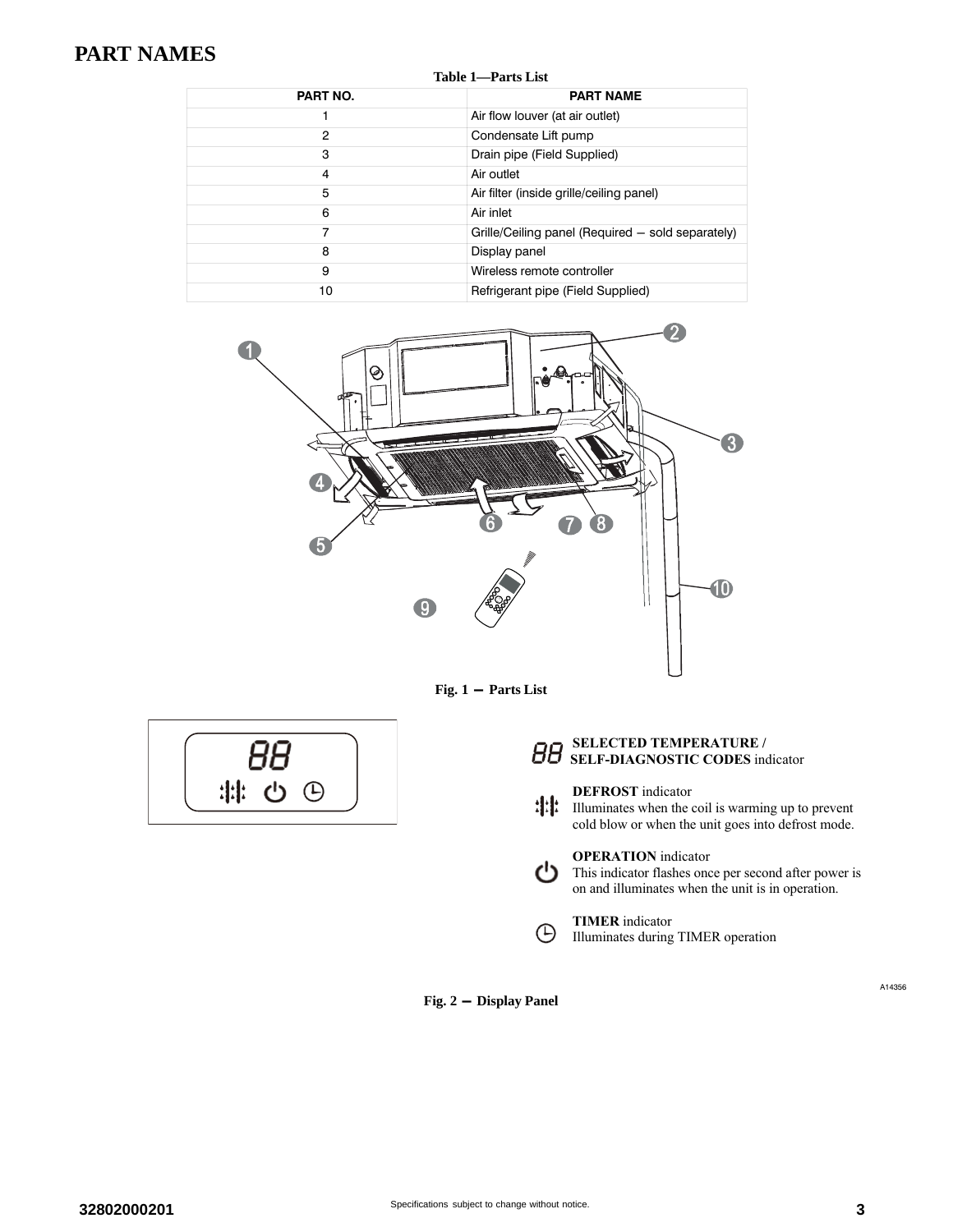# PART NAMES

**Table 1—Parts List**

| PART NO. | PART NAME |
|---|---|
| 1 | Air flow louver (at air outlet) |
| 2 | Condensate Lift pump |
| 3 | Drain pipe (Field Supplied) |
| 4 | Air outlet |
| 5 | Air filter (inside grille/ceiling panel) |
| 6 | Air inlet |
| 7 | Grille/Ceiling panel (Required — sold separately) |
| 8 | Display panel |
| 9 | Wireless remote controller |
| 10 | Refrigerant pipe (Field Supplied) |

**Fig. 1 — Parts List**

**SELECTED TEMPERATURE / SELF-DIAGNOSTIC CODES** indicator

**DEFROST** indicator
Illuminates when the coil is warming up to prevent cold blow or when the unit goes into defrost mode.

**OPERATION** indicator
This indicator flashes once per second after power is on and illuminates when the unit is in operation.

**TIMER** indicator
Illuminates during TIMER operation

A14356

**Fig. 2 — Display Panel**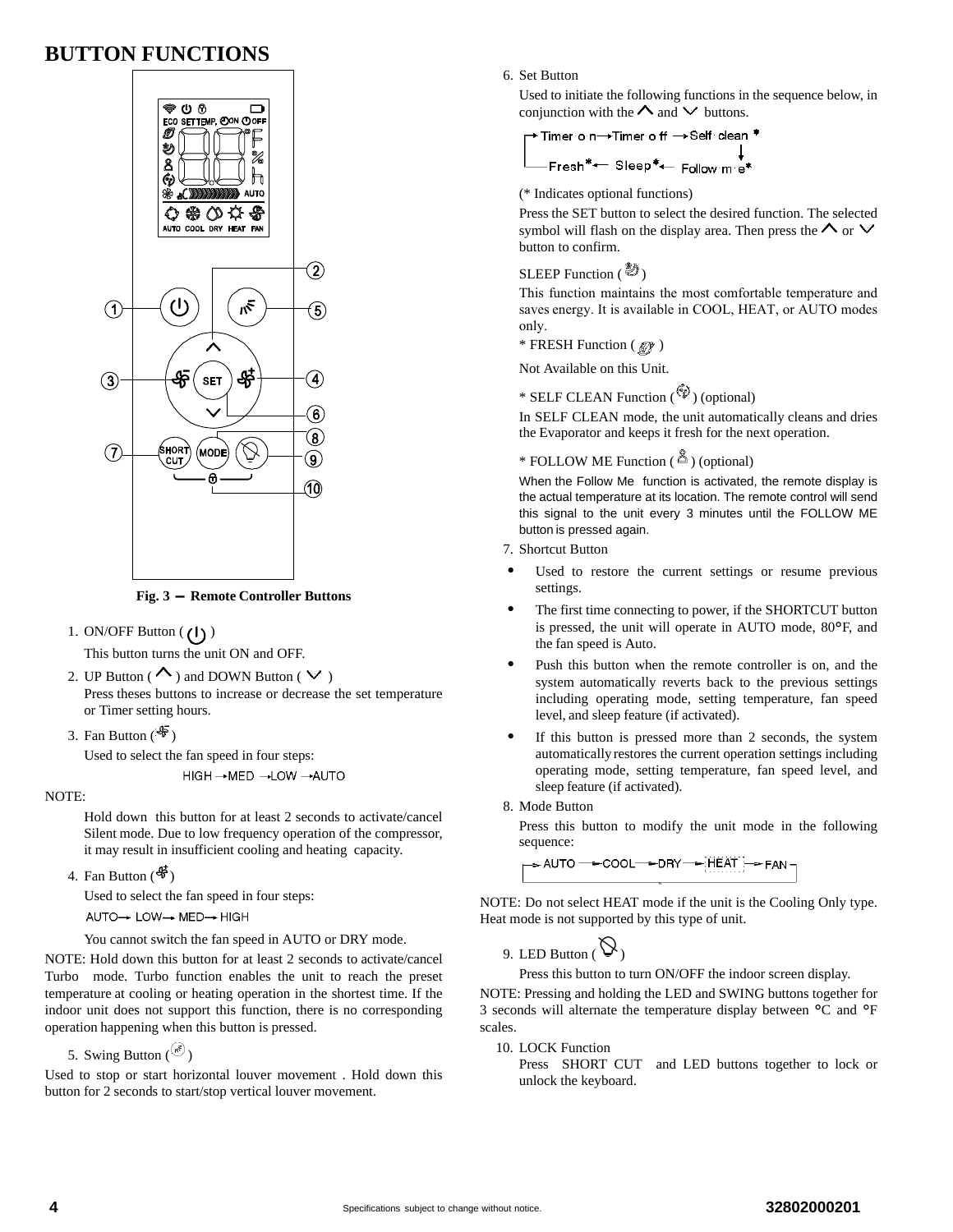# BUTTON FUNCTIONS

Fig. 3 — Remote Controller Buttons

1. ON/OFF Button ( )

   This button turns the unit ON and OFF.

2. UP Button ( ) and DOWN Button ( )

   Press theses buttons to increase or decrease the set temperature or Timer setting hours.

3. Fan Button ( )

   Used to select the fan speed in four steps:

   HIGH →MED →LOW →AUTO

NOTE:

Hold down this button for at least 2 seconds to activate/cancel Silent mode. Due to low frequency operation of the compressor, it may result in insufficient cooling and heating capacity.

4. Fan Button ( )

   Used to select the fan speed in four steps:

   AUTO→ LOW→ MED→ HIGH

   You cannot switch the fan speed in AUTO or DRY mode.

NOTE: Hold down this button for at least 2 seconds to activate/cancel Turbo mode. Turbo function enables the unit to reach the preset temperature at cooling or heating operation in the shortest time. If the indoor unit does not support this function, there is no corresponding operation happening when this button is pressed.

5. Swing Button ( )

Used to stop or start horizontal louver movement . Hold down this button for 2 seconds to start/stop vertical louver movement.

6. Set Button

   Used to initiate the following functions in the sequence below, in conjunction with the and buttons.

   Timer on → Timer off → Self clean* → Follow me* → Sleep* → Fresh* → (back to Timer on)

   (* Indicates optional functions)

   Press the SET button to select the desired function. The selected symbol will flash on the display area. Then press the or button to confirm.

   SLEEP Function ( )

   This function maintains the most comfortable temperature and saves energy. It is available in COOL, HEAT, or AUTO modes only.

   * FRESH Function ( )

   Not Available on this Unit.

   * SELF CLEAN Function ( ) (optional)

   In SELF CLEAN mode, the unit automatically cleans and dries the Evaporator and keeps it fresh for the next operation.

   * FOLLOW ME Function ( ) (optional)

   When the Follow Me function is activated, the remote display is the actual temperature at its location. The remote control will send this signal to the unit every 3 minutes until the FOLLOW ME button is pressed again.

7. Shortcut Button

   - Used to restore the current settings or resume previous settings.
   - The first time connecting to power, if the SHORTCUT button is pressed, the unit will operate in AUTO mode, 80°F, and the fan speed is Auto.
   - Push this button when the remote controller is on, and the system automatically reverts back to the previous settings including operating mode, setting temperature, fan speed level, and sleep feature (if activated).
   - If this button is pressed more than 2 seconds, the system automatically restores the current operation settings including operating mode, setting temperature, fan speed level, and sleep feature (if activated).

8. Mode Button

   Press this button to modify the unit mode in the following sequence:

   → AUTO → COOL → DRY → HEAT → FAN →

NOTE: Do not select HEAT mode if the unit is the Cooling Only type. Heat mode is not supported by this type of unit.

9. LED Button ( )

   Press this button to turn ON/OFF the indoor screen display.

NOTE: Pressing and holding the LED and SWING buttons together for 3 seconds will alternate the temperature display between °C and °F scales.

10. LOCK Function

    Press SHORT CUT and LED buttons together to lock or unlock the keyboard.

32802000201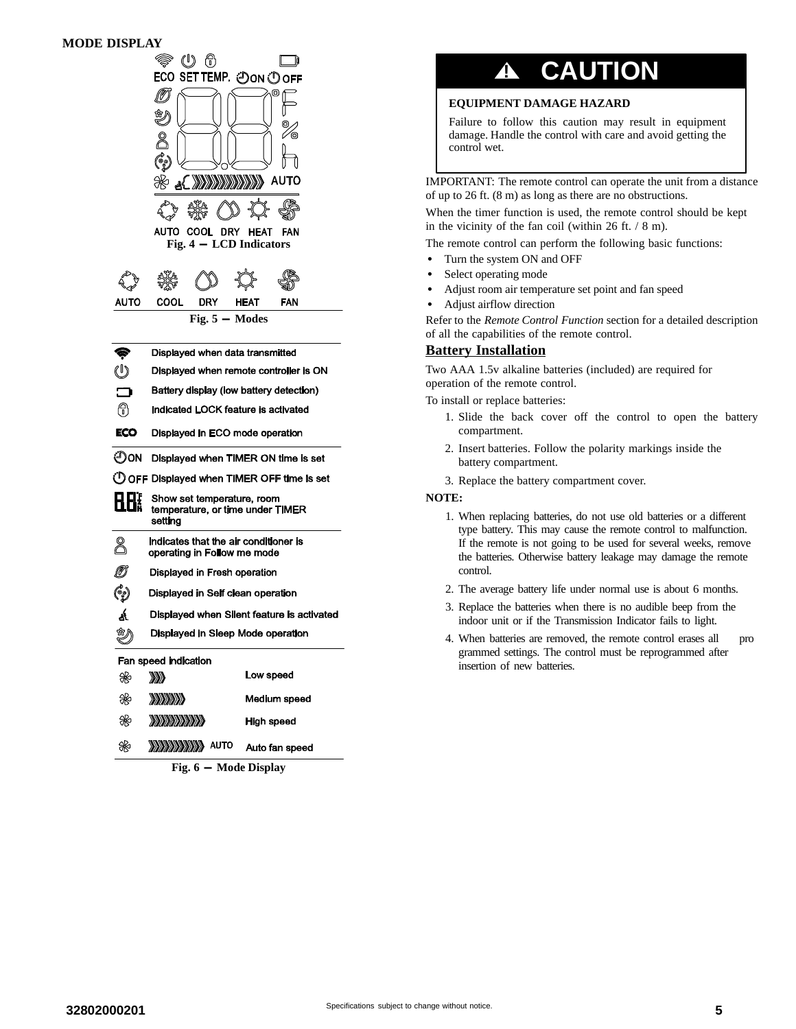**MODE DISPLAY**

ECO SET TEMP. ON OFF

AUTO

AUTO COOL DRY HEAT FAN

Fig. 4 — LCD Indicators

AUTO COOL DRY HEAT FAN

Fig. 5 — Modes

| | |
|---|---|
| | Displayed when data transmitted |
| | Displayed when remote controller is ON |
| | Battery display (low battery detection) |
| | Indicated LOCK feature is activated |
| ECO | Displayed in ECO mode operation |
| ON | Displayed when TIMER ON time is set |
| OFF | Displayed when TIMER OFF time is set |
| 88 | Show set temperature, room temperature, or time under TIMER setting |
| | Indicates that the air conditioner is operating in Follow me mode |
| | Displayed in Fresh operation |
| | Displayed in Self clean operation |
| | Displayed when Silent feature is activated |
| | Displayed in Sleep Mode operation |

Fan speed indication

| | |
|---|---|
| | Low speed |
| | Medium speed |
| | High speed |
| AUTO | Auto fan speed |

Fig. 6 — Mode Display

**⚠ CAUTION**

**EQUIPMENT DAMAGE HAZARD**

Failure to follow this caution may result in equipment damage. Handle the control with care and avoid getting the control wet.

IMPORTANT: The remote control can operate the unit from a distance of up to 26 ft. (8 m) as long as there are no obstructions.

When the timer function is used, the remote control should be kept in the vicinity of the fan coil (within 26 ft. / 8 m).

The remote control can perform the following basic functions:

- Turn the system ON and OFF
- Select operating mode
- Adjust room air temperature set point and fan speed
- Adjust airflow direction

Refer to the *Remote Control Function* section for a detailed description of all the capabilities of the remote control.

## Battery Installation

Two AAA 1.5v alkaline batteries (included) are required for operation of the remote control.

To install or replace batteries:

1. Slide the back cover off the control to open the battery compartment.
2. Insert batteries. Follow the polarity markings inside the battery compartment.
3. Replace the battery compartment cover.

**NOTE:**

1. When replacing batteries, do not use old batteries or a different type battery. This may cause the remote control to malfunction. If the remote is not going to be used for several weeks, remove the batteries. Otherwise battery leakage may damage the remote control.
2. The average battery life under normal use is about 6 months.
3. Replace the batteries when there is no audible beep from the indoor unit or if the Transmission Indicator fails to light.
4. When batteries are removed, the remote control erases all programmed settings. The control must be reprogrammed after insertion of new batteries.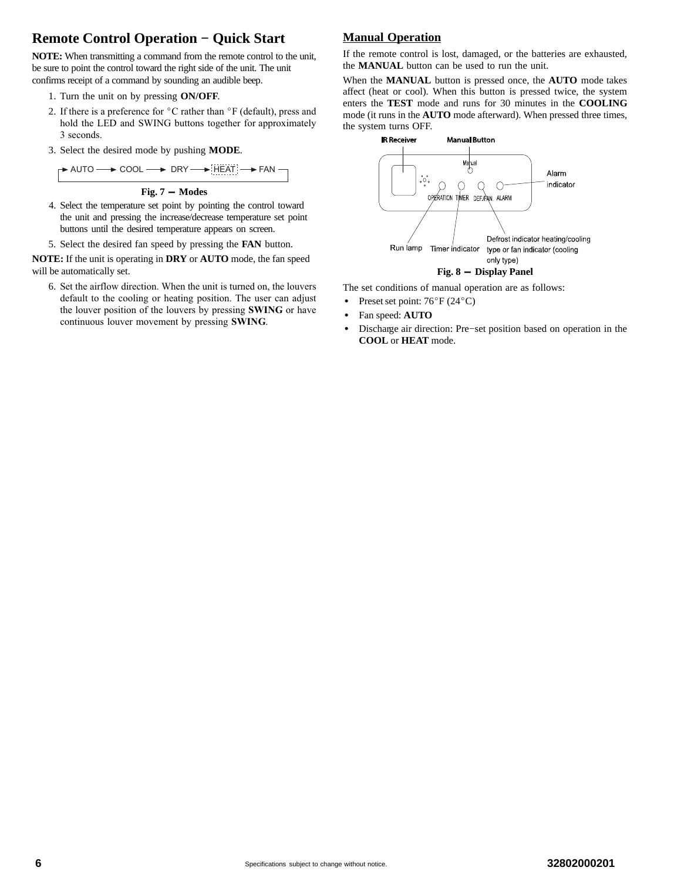## Remote Control Operation − Quick Start

**NOTE:** When transmitting a command from the remote control to the unit, be sure to point the control toward the right side of the unit. The unit confirms receipt of a command by sounding an audible beep.

1. Turn the unit on by pressing **ON/OFF**.
2. If there is a preference for °C rather than °F (default), press and hold the LED and SWING buttons together for approximately 3 seconds.
3. Select the desired mode by pushing **MODE**.

AUTO → COOL → DRY → HEAT → FAN

**Fig. 7 − Modes**

4. Select the temperature set point by pointing the control toward the unit and pressing the increase/decrease temperature set point buttons until the desired temperature appears on screen.
5. Select the desired fan speed by pressing the **FAN** button.

**NOTE:** If the unit is operating in **DRY** or **AUTO** mode, the fan speed will be automatically set.

6. Set the airflow direction. When the unit is turned on, the louvers default to the cooling or heating position. The user can adjust the louver position of the louvers by pressing **SWING** or have continuous louver movement by pressing **SWING**.

## Manual Operation

If the remote control is lost, damaged, or the batteries are exhausted, the **MANUAL** button can be used to run the unit.

When the **MANUAL** button is pressed once, the **AUTO** mode takes affect (heat or cool). When this button is pressed twice, the system enters the **TEST** mode and runs for 30 minutes in the **COOLING** mode (it runs in the **AUTO** mode afterward). When pressed three times, the system turns OFF.

IR Receiver | Manual Button | Manual | OPERATION | TIMER | DEF./FAN | ALARM | Alarm indicator | Run lamp | Timer indicator | Defrost indicator heating/cooling type or fan indicator (cooling only type)

**Fig. 8 − Display Panel**

The set conditions of manual operation are as follows:

- Preset set point: 76°F (24°C)
- Fan speed: **AUTO**
- Discharge air direction: Pre−set position based on operation in the **COOL** or **HEAT** mode.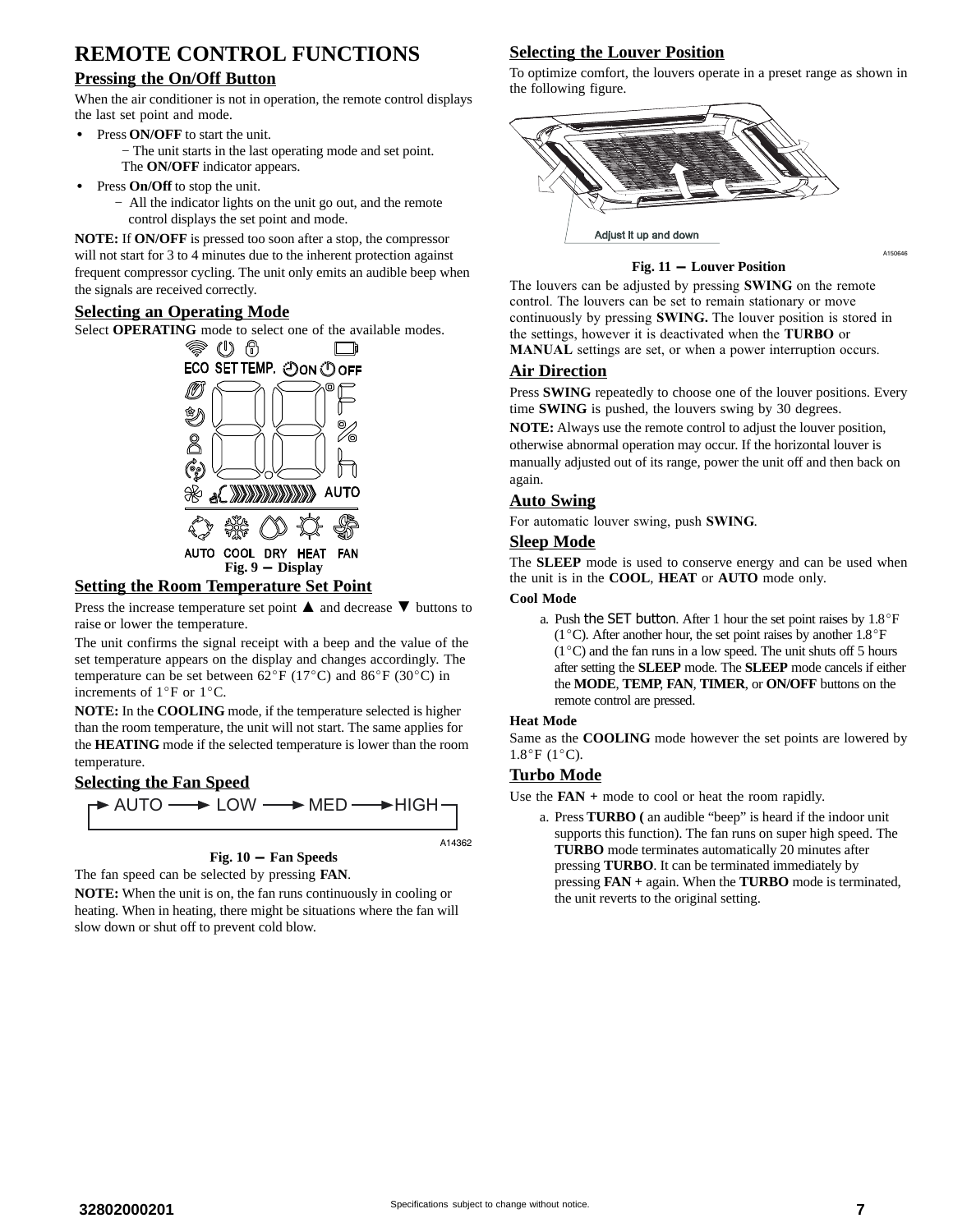# REMOTE CONTROL FUNCTIONS

## Pressing the On/Off Button

When the air conditioner is not in operation, the remote control displays the last set point and mode.

- Press **ON/OFF** to start the unit.
  - The unit starts in the last operating mode and set point. The **ON/OFF** indicator appears.
- Press **On/Off** to stop the unit.
  - All the indicator lights on the unit go out, and the remote control displays the set point and mode.

**NOTE:** If **ON/OFF** is pressed too soon after a stop, the compressor will not start for 3 to 4 minutes due to the inherent protection against frequent compressor cycling. The unit only emits an audible beep when the signals are received correctly.

## Selecting an Operating Mode

Select **OPERATING** mode to select one of the available modes.

Fig. 9 — Display

## Setting the Room Temperature Set Point

Press the increase temperature set point ▲ and decrease ▼ buttons to raise or lower the temperature.

The unit confirms the signal receipt with a beep and the value of the set temperature appears on the display and changes accordingly. The temperature can be set between 62°F (17°C) and 86°F (30°C) in increments of 1°F or 1°C.

**NOTE:** In the **COOLING** mode, if the temperature selected is higher than the room temperature, the unit will not start. The same applies for the **HEATING** mode if the selected temperature is lower than the room temperature.

## Selecting the Fan Speed

AUTO → LOW → MED → HIGH

Fig. 10 — Fan Speeds

The fan speed can be selected by pressing **FAN**.

**NOTE:** When the unit is on, the fan runs continuously in cooling or heating. When in heating, there might be situations where the fan will slow down or shut off to prevent cold blow.

## Selecting the Louver Position

To optimize comfort, the louvers operate in a preset range as shown in the following figure.

Fig. 11 — Louver Position

The louvers can be adjusted by pressing **SWING** on the remote control. The louvers can be set to remain stationary or move continuously by pressing **SWING.** The louver position is stored in the settings, however it is deactivated when the **TURBO** or **MANUAL** settings are set, or when a power interruption occurs.

## Air Direction

Press **SWING** repeatedly to choose one of the louver positions. Every time **SWING** is pushed, the louvers swing by 30 degrees.

**NOTE:** Always use the remote control to adjust the louver position, otherwise abnormal operation may occur. If the horizontal louver is manually adjusted out of its range, power the unit off and then back on again.

## Auto Swing

For automatic louver swing, push **SWING**.

## Sleep Mode

The **SLEEP** mode is used to conserve energy and can be used when the unit is in the **COOL**, **HEAT** or **AUTO** mode only.

### Cool Mode

a. Push the SET button. After 1 hour the set point raises by 1.8°F (1°C). After another hour, the set point raises by another 1.8°F (1°C) and the fan runs in a low speed. The unit shuts off 5 hours after setting the **SLEEP** mode. The **SLEEP** mode cancels if either the **MODE**, **TEMP**, **FAN**, **TIMER**, or **ON/OFF** buttons on the remote control are pressed.

### Heat Mode

Same as the **COOLING** mode however the set points are lowered by 1.8°F (1°C).

## Turbo Mode

Use the **FAN +** mode to cool or heat the room rapidly.

a. Press **TURBO (** an audible "beep" is heard if the indoor unit supports this function). The fan runs on super high speed. The **TURBO** mode terminates automatically 20 minutes after pressing **TURBO**. It can be terminated immediately by pressing **FAN +** again. When the **TURBO** mode is terminated, the unit reverts to the original setting.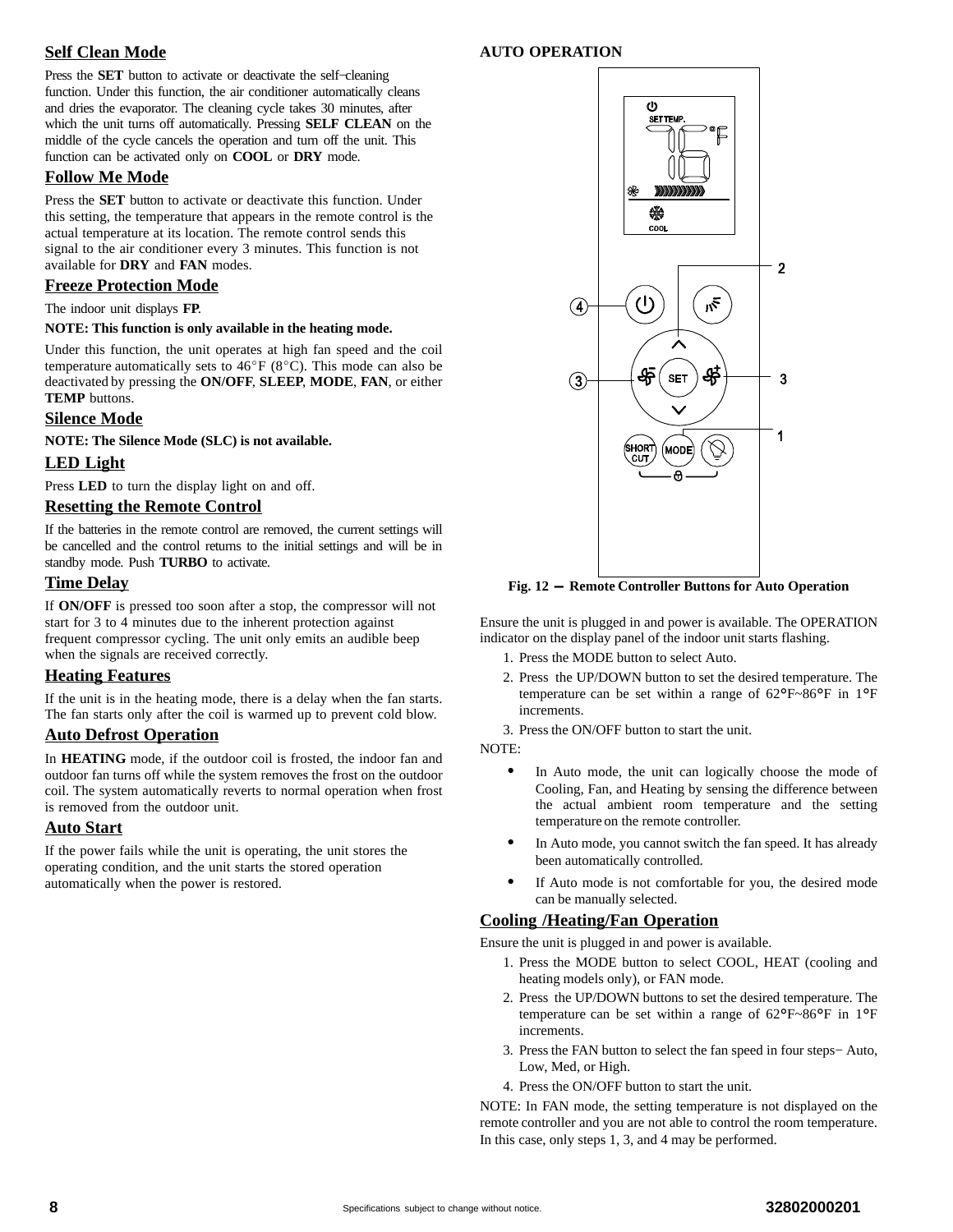## Self Clean Mode

Press the **SET** button to activate or deactivate the self–cleaning function. Under this function, the air conditioner automatically cleans and dries the evaporator. The cleaning cycle takes 30 minutes, after which the unit turns off automatically. Pressing **SELF CLEAN** on the middle of the cycle cancels the operation and turn off the unit. This function can be activated only on **COOL** or **DRY** mode.

## Follow Me Mode

Press the **SET** button to activate or deactivate this function. Under this setting, the temperature that appears in the remote control is the actual temperature at its location. The remote control sends this signal to the air conditioner every 3 minutes. This function is not available for **DRY** and **FAN** modes.

## Freeze Protection Mode

The indoor unit displays **FP**.

**NOTE: This function is only available in the heating mode.**

Under this function, the unit operates at high fan speed and the coil temperature automatically sets to 46°F (8°C). This mode can also be deactivated by pressing the **ON/OFF**, **SLEEP**, **MODE**, **FAN**, or either **TEMP** buttons.

## Silence Mode

**NOTE: The Silence Mode (SLC) is not available.**

## LED Light

Press **LED** to turn the display light on and off.

## Resetting the Remote Control

If the batteries in the remote control are removed, the current settings will be cancelled and the control returns to the initial settings and will be in standby mode. Push **TURBO** to activate.

## Time Delay

If **ON/OFF** is pressed too soon after a stop, the compressor will not start for 3 to 4 minutes due to the inherent protection against frequent compressor cycling. The unit only emits an audible beep when the signals are received correctly.

## Heating Features

If the unit is in the heating mode, there is a delay when the fan starts. The fan starts only after the coil is warmed up to prevent cold blow.

## Auto Defrost Operation

In **HEATING** mode, if the outdoor coil is frosted, the indoor fan and outdoor fan turns off while the system removes the frost on the outdoor coil. The system automatically reverts to normal operation when frost is removed from the outdoor unit.

## Auto Start

If the power fails while the unit is operating, the unit stores the operating condition, and the unit starts the stored operation automatically when the power is restored.

**AUTO OPERATION**

**Fig. 12 – Remote Controller Buttons for Auto Operation**

Ensure the unit is plugged in and power is available. The OPERATION indicator on the display panel of the indoor unit starts flashing.

1. Press the MODE button to select Auto.
2. Press the UP/DOWN button to set the desired temperature. The temperature can be set within a range of 62°F~86°F in 1°F increments.
3. Press the ON/OFF button to start the unit.

NOTE:

- In Auto mode, the unit can logically choose the mode of Cooling, Fan, and Heating by sensing the difference between the actual ambient room temperature and the setting temperature on the remote controller.
- In Auto mode, you cannot switch the fan speed. It has already been automatically controlled.
- If Auto mode is not comfortable for you, the desired mode can be manually selected.

## Cooling /Heating/Fan Operation

Ensure the unit is plugged in and power is available.

1. Press the MODE button to select COOL, HEAT (cooling and heating models only), or FAN mode.
2. Press the UP/DOWN buttons to set the desired temperature. The temperature can be set within a range of 62°F~86°F in 1°F increments.
3. Press the FAN button to select the fan speed in four steps– Auto, Low, Med, or High.
4. Press the ON/OFF button to start the unit.

NOTE: In FAN mode, the setting temperature is not displayed on the remote controller and you are not able to control the room temperature. In this case, only steps 1, 3, and 4 may be performed.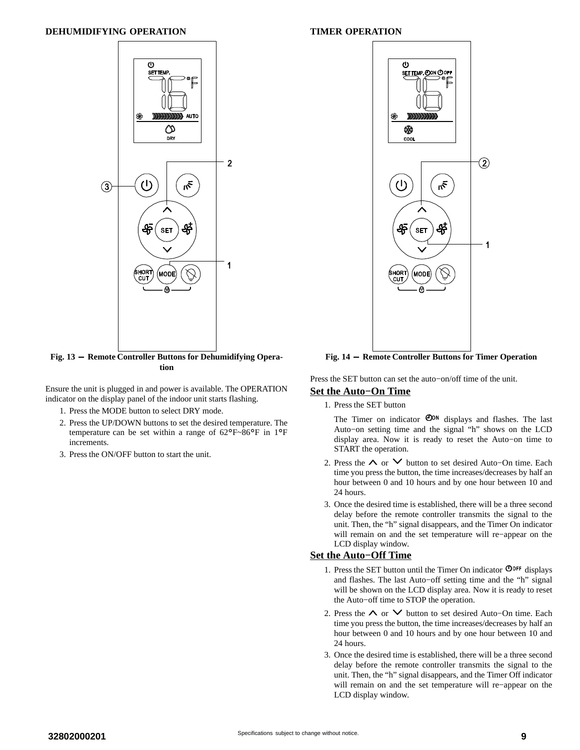## DEHUMIDIFYING OPERATION

**Fig. 13 — Remote Controller Buttons for Dehumidifying Operation**

Ensure the unit is plugged in and power is available. The OPERATION indicator on the display panel of the indoor unit starts flashing.

1. Press the MODE button to select DRY mode.
2. Press the UP/DOWN buttons to set the desired temperature. The temperature can be set within a range of 62°F~86°F in 1°F increments.
3. Press the ON/OFF button to start the unit.

## TIMER OPERATION

**Fig. 14 — Remote Controller Buttons for Timer Operation**

Press the SET button can set the auto−on/off time of the unit.

### Set the Auto−On Time

1. Press the SET button

   The Timer on indicator ON displays and flashes. The last Auto−on setting time and the signal “h” shows on the LCD display area. Now it is ready to reset the Auto−on time to START the operation.

2. Press the ∧ or ∨ button to set desired Auto−On time. Each time you press the button, the time increases/decreases by half an hour between 0 and 10 hours and by one hour between 10 and 24 hours.
3. Once the desired time is established, there will be a three second delay before the remote controller transmits the signal to the unit. Then, the “h” signal disappears, and the Timer On indicator will remain on and the set temperature will re−appear on the LCD display window.

### Set the Auto−Off Time

1. Press the SET button until the Timer On indicator OFF displays and flashes. The last Auto−off setting time and the “h” signal will be shown on the LCD display area. Now it is ready to reset the Auto−off time to STOP the operation.
2. Press the ∧ or ∨ button to set desired Auto−On time. Each time you press the button, the time increases/decreases by half an hour between 0 and 10 hours and by one hour between 10 and 24 hours.
3. Once the desired time is established, there will be a three second delay before the remote controller transmits the signal to the unit. Then, the “h” signal disappears, and the Timer Off indicator will remain on and the set temperature will re−appear on the LCD display window.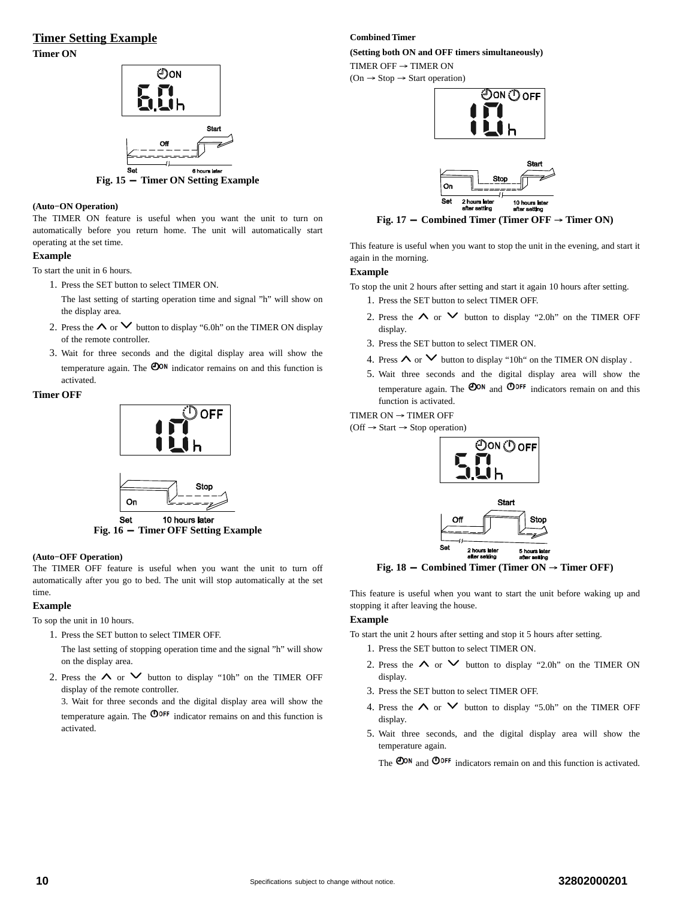## Timer Setting Example

### Timer ON

Fig. 15 — Timer ON Setting Example

**(Auto−ON Operation)**

The TIMER ON feature is useful when you want the unit to turn on automatically before you return home. The unit will automatically start operating at the set time.

**Example**

To start the unit in 6 hours.

1. Press the SET button to select TIMER ON.

   The last setting of starting operation time and signal ”h” will show on the display area.

2. Press the ∧ or ∨ button to display “6.0h” on the TIMER ON display of the remote controller.
3. Wait for three seconds and the digital display area will show the temperature again. The ON indicator remains on and this function is activated.

### Timer OFF

Fig. 16 — Timer OFF Setting Example

**(Auto−OFF Operation)**

The TIMER OFF feature is useful when you want the unit to turn off automatically after you go to bed. The unit will stop automatically at the set time.

**Example**

To sop the unit in 10 hours.

1. Press the SET button to select TIMER OFF.

   The last setting of stopping operation time and the signal ”h” will show on the display area.

2. Press the ∧ or ∨ button to display “10h” on the TIMER OFF display of the remote controller.

   3. Wait for three seconds and the digital display area will show the temperature again. The OFF indicator remains on and this function is activated.

### Combined Timer

**(Setting both ON and OFF timers simultaneously)**

TIMER OFF → TIMER ON

(On → Stop → Start operation)

Fig. 17 — Combined Timer (Timer OFF → Timer ON)

This feature is useful when you want to stop the unit in the evening, and start it again in the morning.

**Example**

To stop the unit 2 hours after setting and start it again 10 hours after setting.

1. Press the SET button to select TIMER OFF.
2. Press the ∧ or ∨ button to display “2.0h” on the TIMER OFF display.
3. Press the SET button to select TIMER ON.
4. Press ∧ or ∨ button to display “10h“ on the TIMER ON display .
5. Wait three seconds and the digital display area will show the temperature again. The ON and OFF indicators remain on and this function is activated.

TIMER ON → TIMER OFF

(Off → Start → Stop operation)

Fig. 18 — Combined Timer (Timer ON → Timer OFF)

This feature is useful when you want to start the unit before waking up and stopping it after leaving the house.

**Example**

To start the unit 2 hours after setting and stop it 5 hours after setting.

1. Press the SET button to select TIMER ON.
2. Press the ∧ or ∨ button to display “2.0h” on the TIMER ON display.
3. Press the SET button to select TIMER OFF.
4. Press the ∧ or ∨ button to display “5.0h” on the TIMER OFF display.
5. Wait three seconds, and the digital display area will show the temperature again.

   The ON and OFF indicators remain on and this function is activated.

Specifications subject to change without notice.

32802000201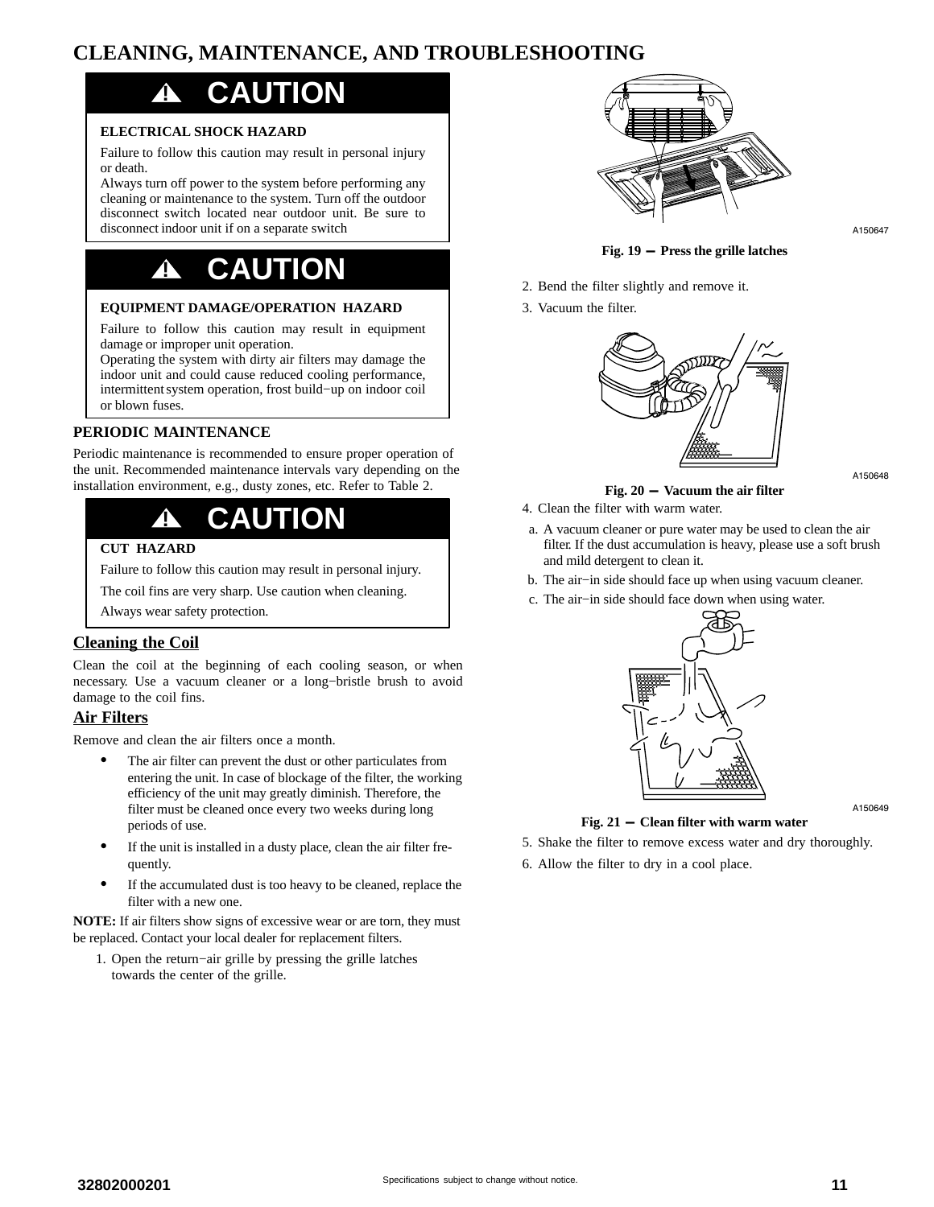# CLEANING, MAINTENANCE, AND TROUBLESHOOTING

**⚠ CAUTION**

**ELECTRICAL SHOCK HAZARD**

Failure to follow this caution may result in personal injury or death.

Always turn off power to the system before performing any cleaning or maintenance to the system. Turn off the outdoor disconnect switch located near outdoor unit. Be sure to disconnect indoor unit if on a separate switch

**⚠ CAUTION**

**EQUIPMENT DAMAGE/OPERATION HAZARD**

Failure to follow this caution may result in equipment damage or improper unit operation.

Operating the system with dirty air filters may damage the indoor unit and could cause reduced cooling performance, intermittent system operation, frost build−up on indoor coil or blown fuses.

## PERIODIC MAINTENANCE

Periodic maintenance is recommended to ensure proper operation of the unit. Recommended maintenance intervals vary depending on the installation environment, e.g., dusty zones, etc. Refer to Table 2.

**⚠ CAUTION**

**CUT HAZARD**

Failure to follow this caution may result in personal injury.

The coil fins are very sharp. Use caution when cleaning.

Always wear safety protection.

### Cleaning the Coil

Clean the coil at the beginning of each cooling season, or when necessary. Use a vacuum cleaner or a long−bristle brush to avoid damage to the coil fins.

### Air Filters

Remove and clean the air filters once a month.

- The air filter can prevent the dust or other particulates from entering the unit. In case of blockage of the filter, the working efficiency of the unit may greatly diminish. Therefore, the filter must be cleaned once every two weeks during long periods of use.
- If the unit is installed in a dusty place, clean the air filter frequently.
- If the accumulated dust is too heavy to be cleaned, replace the filter with a new one.

**NOTE:** If air filters show signs of excessive wear or are torn, they must be replaced. Contact your local dealer for replacement filters.

1. Open the return−air grille by pressing the grille latches towards the center of the grille.

A150647

**Fig. 19 – Press the grille latches**

2. Bend the filter slightly and remove it.
3. Vacuum the filter.

A150648

**Fig. 20 – Vacuum the air filter**

4. Clean the filter with warm water.
   a. A vacuum cleaner or pure water may be used to clean the air filter. If the dust accumulation is heavy, please use a soft brush and mild detergent to clean it.
   b. The air−in side should face up when using vacuum cleaner.
   c. The air−in side should face down when using water.

A150649

**Fig. 21 – Clean filter with warm water**

5. Shake the filter to remove excess water and dry thoroughly.
6. Allow the filter to dry in a cool place.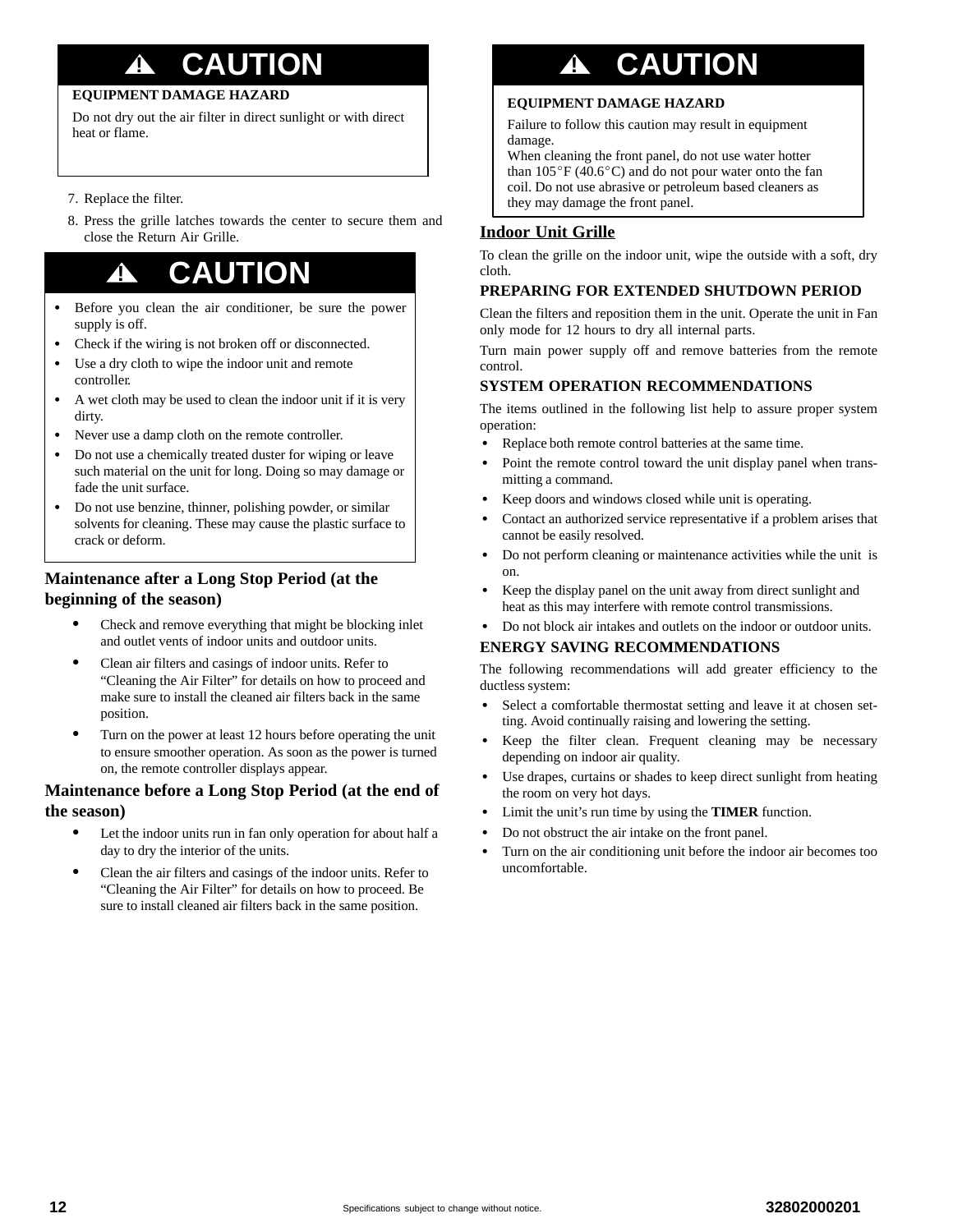> **⚠ CAUTION**
>
> **EQUIPMENT DAMAGE HAZARD**
>
> Do not dry out the air filter in direct sunlight or with direct heat or flame.

7. Replace the filter.
8. Press the grille latches towards the center to secure them and close the Return Air Grille.

> **⚠ CAUTION**
>
> - Before you clean the air conditioner, be sure the power supply is off.
> - Check if the wiring is not broken off or disconnected.
> - Use a dry cloth to wipe the indoor unit and remote controller.
> - A wet cloth may be used to clean the indoor unit if it is very dirty.
> - Never use a damp cloth on the remote controller.
> - Do not use a chemically treated duster for wiping or leave such material on the unit for long. Doing so may damage or fade the unit surface.
> - Do not use benzine, thinner, polishing powder, or similar solvents for cleaning. These may cause the plastic surface to crack or deform.

### Maintenance after a Long Stop Period (at the beginning of the season)

- Check and remove everything that might be blocking inlet and outlet vents of indoor units and outdoor units.
- Clean air filters and casings of indoor units. Refer to "Cleaning the Air Filter" for details on how to proceed and make sure to install the cleaned air filters back in the same position.
- Turn on the power at least 12 hours before operating the unit to ensure smoother operation. As soon as the power is turned on, the remote controller displays appear.

### Maintenance before a Long Stop Period (at the end of the season)

- Let the indoor units run in fan only operation for about half a day to dry the interior of the units.
- Clean the air filters and casings of the indoor units. Refer to "Cleaning the Air Filter" for details on how to proceed. Be sure to install cleaned air filters back in the same position.

> **⚠ CAUTION**
>
> **EQUIPMENT DAMAGE HAZARD**
>
> Failure to follow this caution may result in equipment damage.
> When cleaning the front panel, do not use water hotter than 105°F (40.6°C) and do not pour water onto the fan coil. Do not use abrasive or petroleum based cleaners as they may damage the front panel.

### Indoor Unit Grille

To clean the grille on the indoor unit, wipe the outside with a soft, dry cloth.

### PREPARING FOR EXTENDED SHUTDOWN PERIOD

Clean the filters and reposition them in the unit. Operate the unit in Fan only mode for 12 hours to dry all internal parts.

Turn main power supply off and remove batteries from the remote control.

### SYSTEM OPERATION RECOMMENDATIONS

The items outlined in the following list help to assure proper system operation:

- Replace both remote control batteries at the same time.
- Point the remote control toward the unit display panel when transmitting a command.
- Keep doors and windows closed while unit is operating.
- Contact an authorized service representative if a problem arises that cannot be easily resolved.
- Do not perform cleaning or maintenance activities while the unit is on.
- Keep the display panel on the unit away from direct sunlight and heat as this may interfere with remote control transmissions.
- Do not block air intakes and outlets on the indoor or outdoor units.

### ENERGY SAVING RECOMMENDATIONS

The following recommendations will add greater efficiency to the ductless system:

- Select a comfortable thermostat setting and leave it at chosen setting. Avoid continually raising and lowering the setting.
- Keep the filter clean. Frequent cleaning may be necessary depending on indoor air quality.
- Use drapes, curtains or shades to keep direct sunlight from heating the room on very hot days.
- Limit the unit's run time by using the **TIMER** function.
- Do not obstruct the air intake on the front panel.
- Turn on the air conditioning unit before the indoor air becomes too uncomfortable.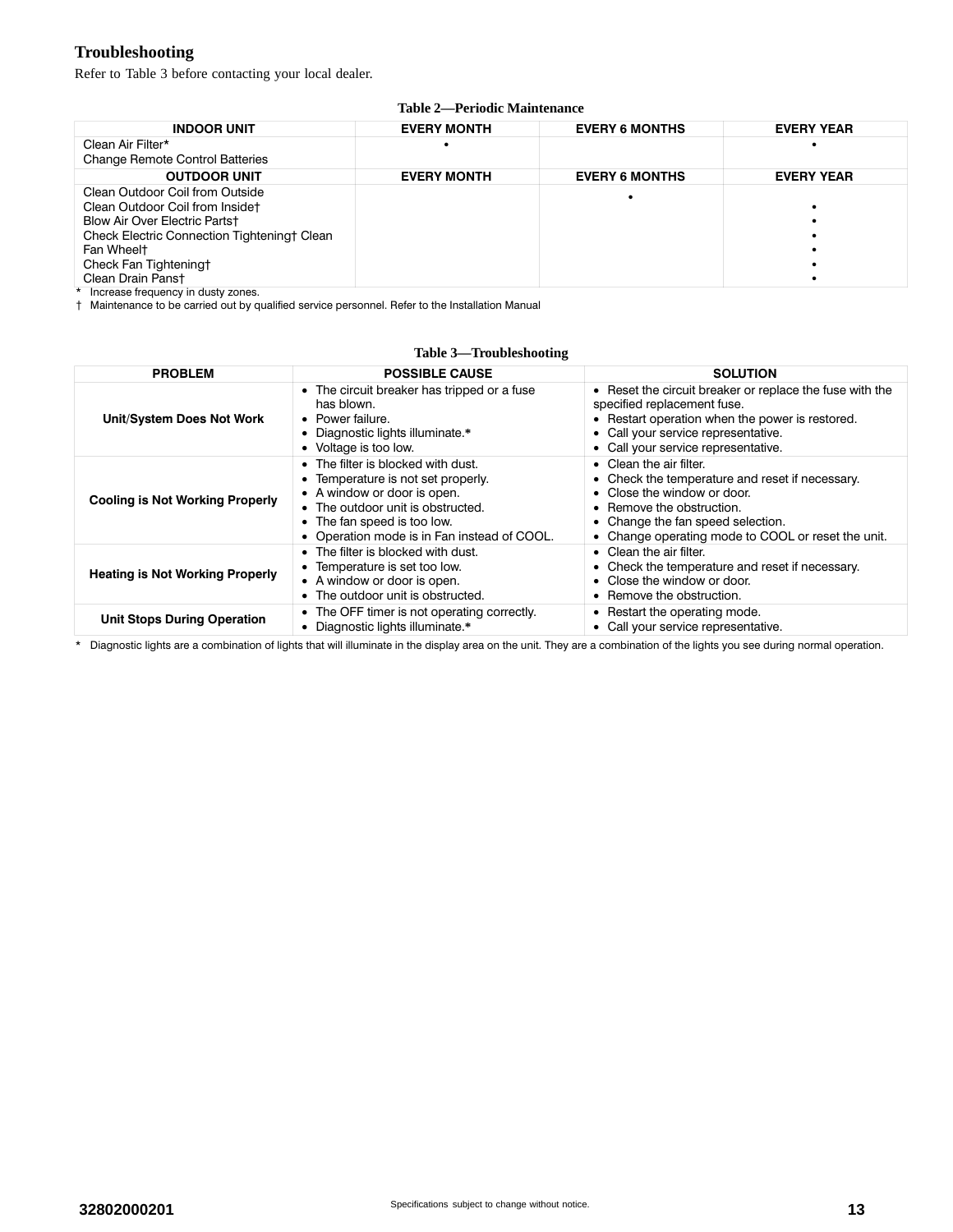## Troubleshooting

Refer to Table 3 before contacting your local dealer.

**Table 2—Periodic Maintenance**

| INDOOR UNIT | EVERY MONTH | EVERY 6 MONTHS | EVERY YEAR |
|---|---|---|---|
| Clean Air Filter* | • | | |
| Change Remote Control Batteries | | | • |
| **OUTDOOR UNIT** | **EVERY MONTH** | **EVERY 6 MONTHS** | **EVERY YEAR** |
| Clean Outdoor Coil from Outside | | • | |
| Clean Outdoor Coil from Inside† | | | • |
| Blow Air Over Electric Parts† | | | • |
| Check Electric Connection Tightening† | | | • |
| Clean Fan Wheel† | | | • |
| Check Fan Tightening† | | | • |
| Clean Drain Pans† | | | • |

\* Increase frequency in dusty zones.
† Maintenance to be carried out by qualified service personnel. Refer to the Installation Manual

**Table 3—Troubleshooting**

| PROBLEM | POSSIBLE CAUSE | SOLUTION |
|---|---|---|
| **Unit/System Does Not Work** | • The circuit breaker has tripped or a fuse has blown.<br>• Power failure.<br>• Diagnostic lights illuminate.*<br>• Voltage is too low. | • Reset the circuit breaker or replace the fuse with the specified replacement fuse.<br>• Restart operation when the power is restored.<br>• Call your service representative.<br>• Call your service representative. |
| **Cooling is Not Working Properly** | • The filter is blocked with dust.<br>• Temperature is not set properly.<br>• A window or door is open.<br>• The outdoor unit is obstructed.<br>• The fan speed is too low.<br>• Operation mode is in Fan instead of COOL. | • Clean the air filter.<br>• Check the temperature and reset if necessary.<br>• Close the window or door.<br>• Remove the obstruction.<br>• Change the fan speed selection.<br>• Change operating mode to COOL or reset the unit. |
| **Heating is Not Working Properly** | • The filter is blocked with dust.<br>• Temperature is set too low.<br>• A window or door is open.<br>• The outdoor unit is obstructed. | • Clean the air filter.<br>• Check the temperature and reset if necessary.<br>• Close the window or door.<br>• Remove the obstruction. |
| **Unit Stops During Operation** | • The OFF timer is not operating correctly.<br>• Diagnostic lights illuminate.* | • Restart the operating mode.<br>• Call your service representative. |

\* Diagnostic lights are a combination of lights that will illuminate in the display area on the unit. They are a combination of the lights you see during normal operation.

32802000201

Specifications subject to change without notice.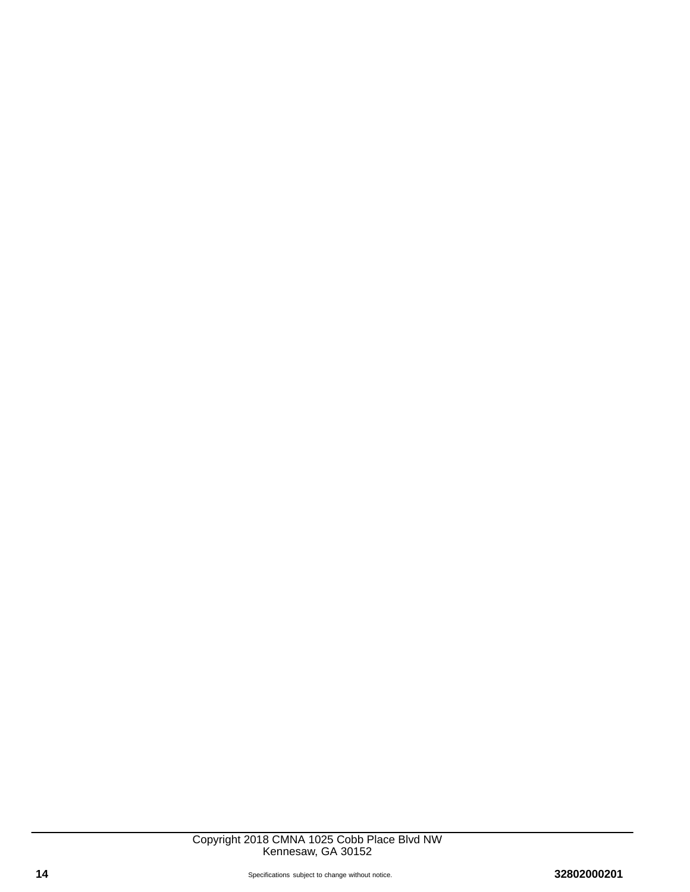Copyright 2018 CMNA 1025 Cobb Place Blvd NW
Kennesaw, GA 30152